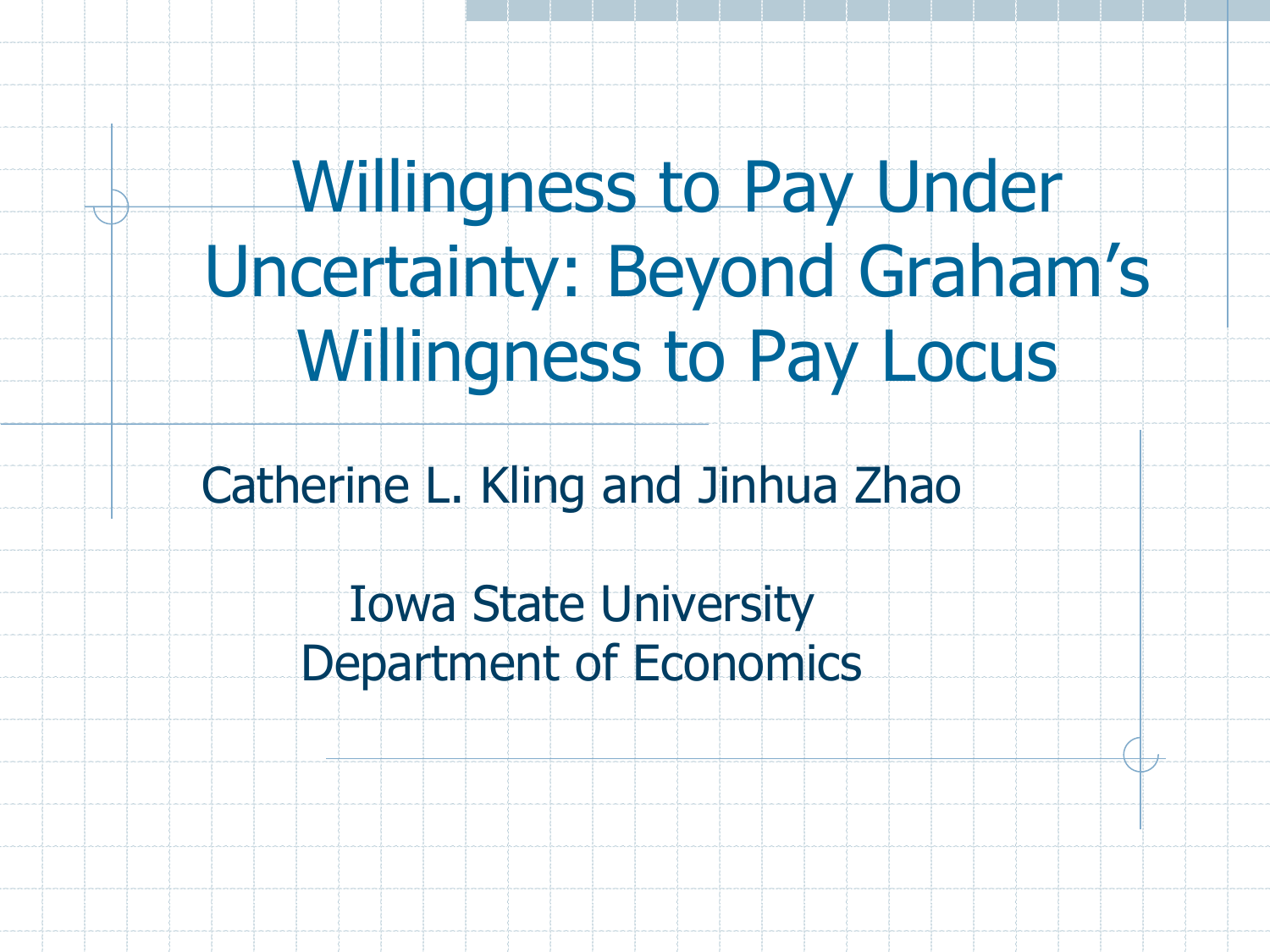# Willingness to Pay Under Uncertainty: Beyond Graham's Willingness to Pay Locus

Catherine L. Kling and Jinhua Zhao

Iowa State University
Department of Economics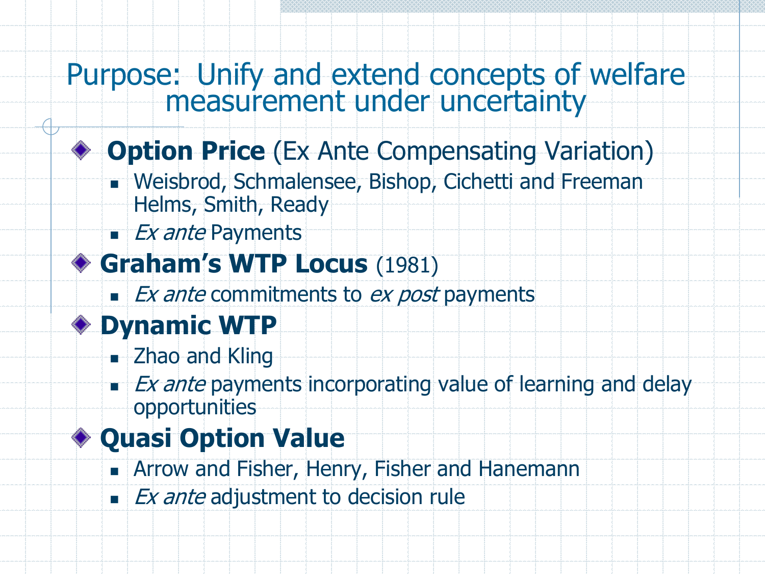# Purpose: Unify and extend concepts of welfare measurement under uncertainty

- **Option Price** (Ex Ante Compensating Variation)
  - Weisbrod, Schmalensee, Bishop, Cichetti and Freeman Helms, Smith, Ready
  - *Ex ante* Payments
- **Graham's WTP Locus** (1981)
  - *Ex ante* commitments to *ex post* payments
- **Dynamic WTP**
  - Zhao and Kling
  - *Ex ante* payments incorporating value of learning and delay opportunities
- **Quasi Option Value**
  - Arrow and Fisher, Henry, Fisher and Hanemann
  - *Ex ante* adjustment to decision rule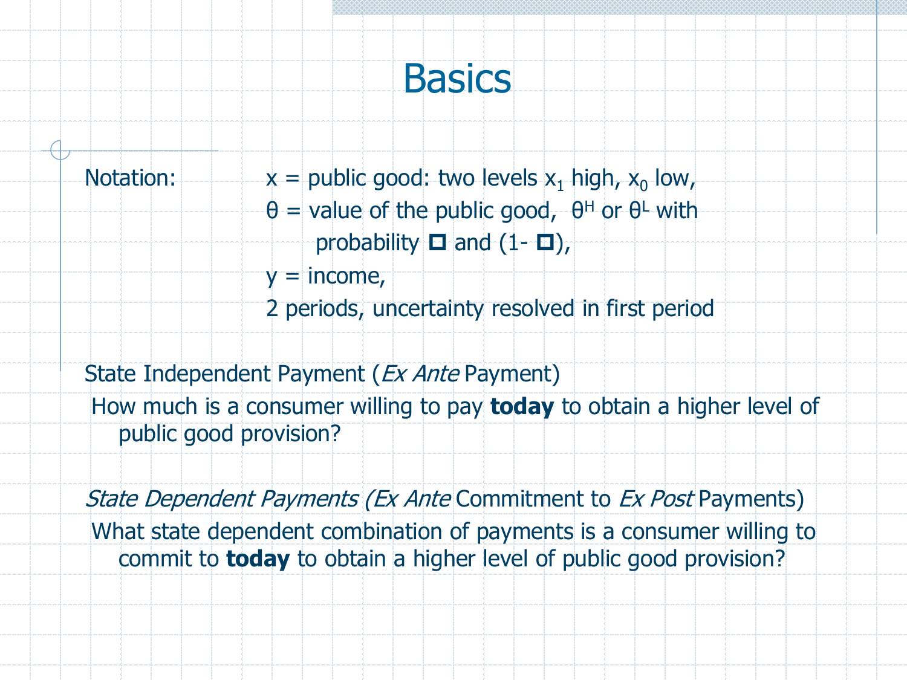# Basics

Notation: $x$ = public good: two levels $x_1$ high, $x_0$ low,
$\theta$ = value of the public good, $\theta^H$ or $\theta^L$ with probability □ and (1- □),
$y$ = income,
2 periods, uncertainty resolved in first period

State Independent Payment (*Ex Ante* Payment)

How much is a consumer willing to pay **today** to obtain a higher level of public good provision?

*State Dependent Payments (Ex Ante* Commitment to *Ex Post* Payments)

What state dependent combination of payments is a consumer willing to commit to **today** to obtain a higher level of public good provision?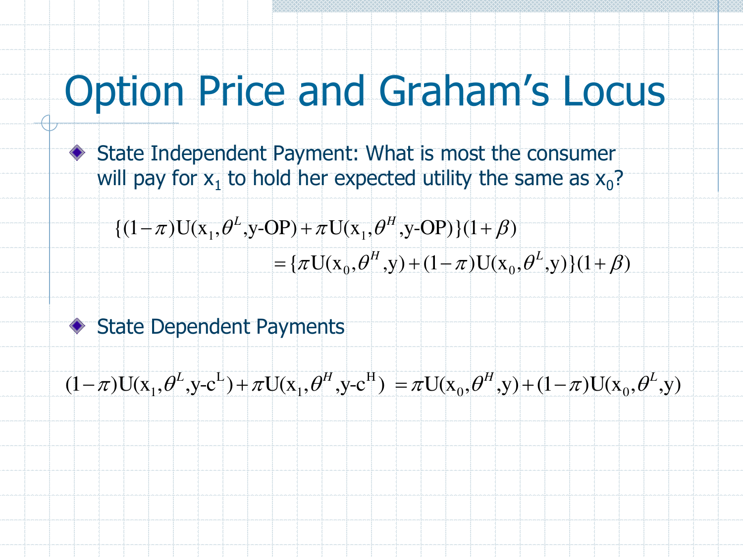# Option Price and Graham's Locus

- State Independent Payment: What is most the consumer will pay for $x_1$ to hold her expected utility the same as $x_0$?

$$\{(1-\pi)\mathrm{U}(\mathrm{x}_1,\theta^L,\mathrm{y\text{-}OP})+\pi\mathrm{U}(\mathrm{x}_1,\theta^H,\mathrm{y\text{-}OP})\}(1+\beta)$$
$$=\{\pi\mathrm{U}(\mathrm{x}_0,\theta^H,\mathrm{y})+(1-\pi)\mathrm{U}(\mathrm{x}_0,\theta^L,\mathrm{y})\}(1+\beta)$$

- State Dependent Payments

$$(1-\pi)\mathrm{U}(\mathrm{x}_1,\theta^L,\mathrm{y\text{-}c^L})+\pi\mathrm{U}(\mathrm{x}_1,\theta^H,\mathrm{y\text{-}c^H}) = \pi\mathrm{U}(\mathrm{x}_0,\theta^H,\mathrm{y})+(1-\pi)\mathrm{U}(\mathrm{x}_0,\theta^L,\mathrm{y})$$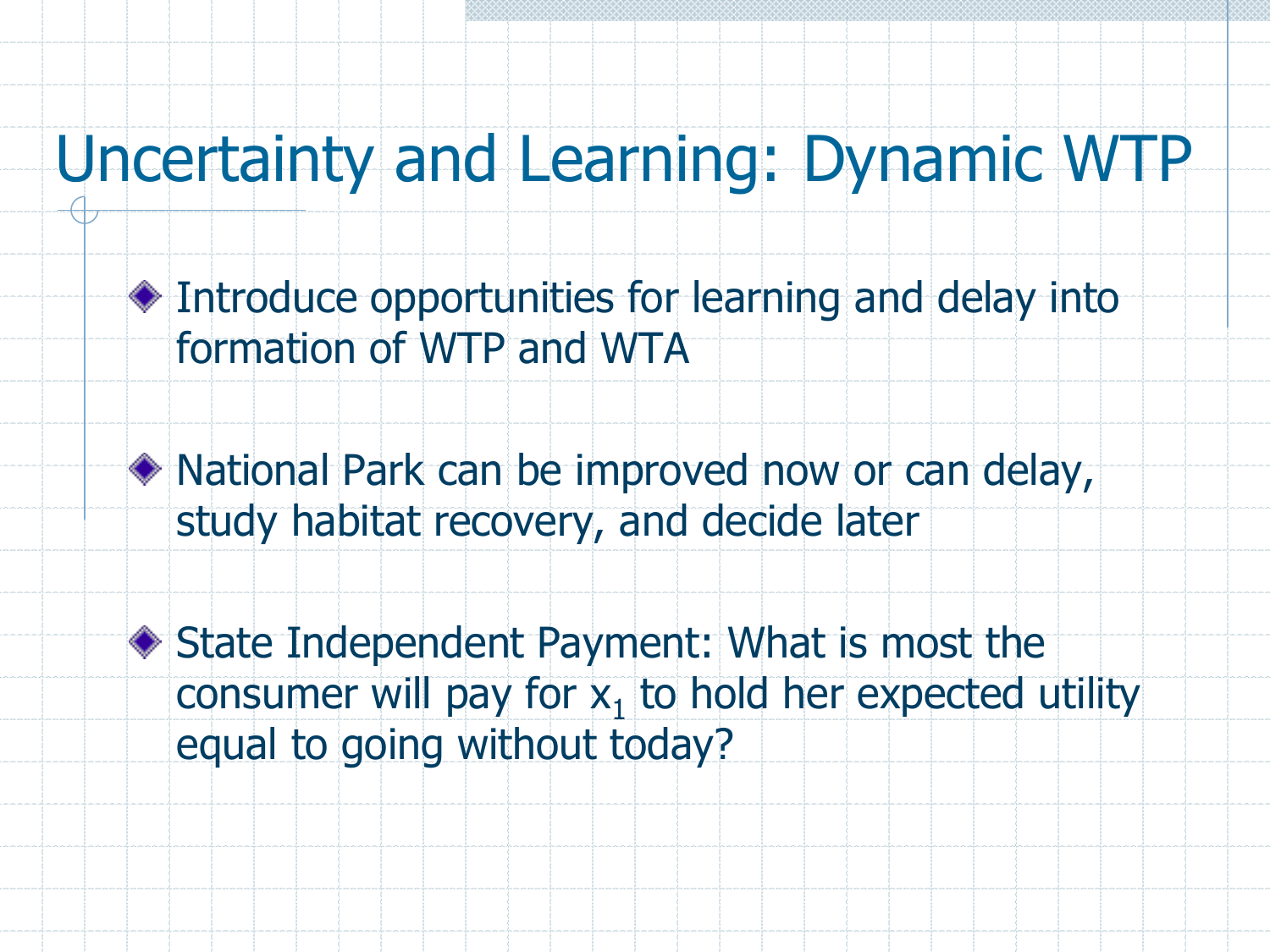# Uncertainty and Learning: Dynamic WTP

- Introduce opportunities for learning and delay into formation of WTP and WTA
- National Park can be improved now or can delay, study habitat recovery, and decide later
- State Independent Payment: What is most the consumer will pay for $x_1$ to hold her expected utility equal to going without today?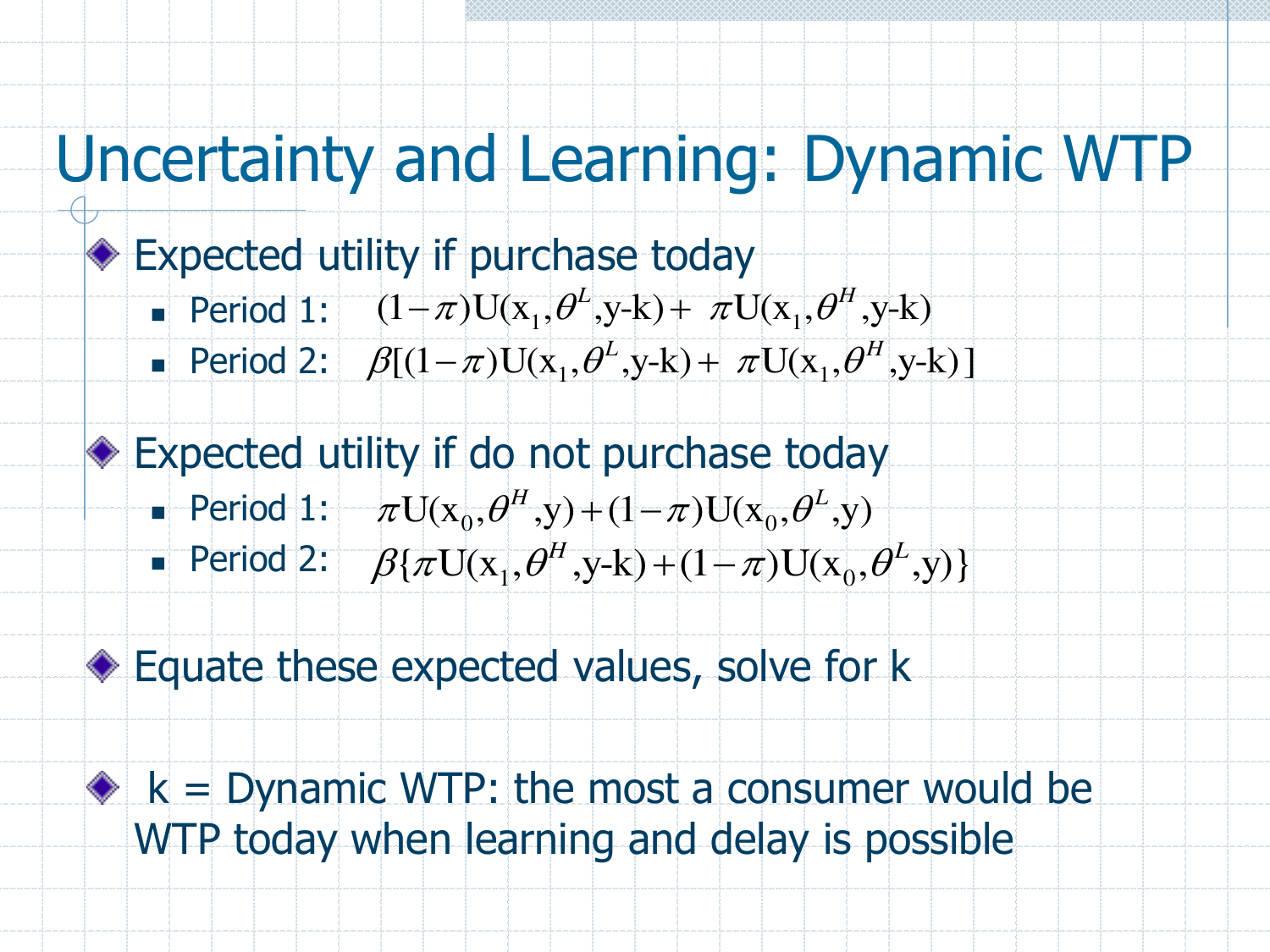# Uncertainty and Learning: Dynamic WTP

- Expected utility if purchase today
  - Period 1: $(1-\pi)\text{U}(\text{x}_1,\theta^L,\text{y-k}) + \pi\text{U}(\text{x}_1,\theta^H,\text{y-k})$
  - Period 2: $\beta[(1-\pi)\text{U}(\text{x}_1,\theta^L,\text{y-k}) + \pi\text{U}(\text{x}_1,\theta^H,\text{y-k})]$

- Expected utility if do not purchase today
  - Period 1: $\pi\text{U}(\text{x}_0,\theta^H,\text{y}) + (1-\pi)\text{U}(\text{x}_0,\theta^L,\text{y})$
  - Period 2: $\beta\{\pi\text{U}(\text{x}_1,\theta^H,\text{y-k}) + (1-\pi)\text{U}(\text{x}_0,\theta^L,\text{y})\}$

- Equate these expected values, solve for k

- k = Dynamic WTP: the most a consumer would be WTP today when learning and delay is possible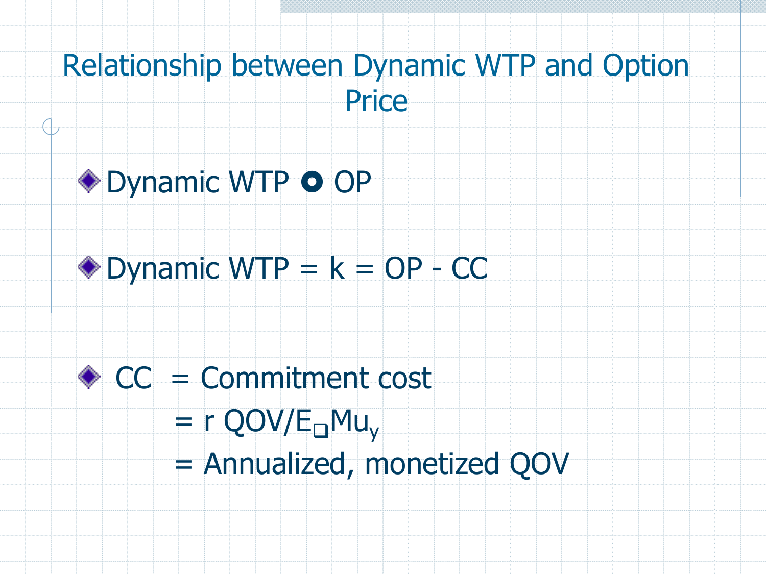# Relationship between Dynamic WTP and Option Price

- Dynamic WTP ⊙ OP
- Dynamic WTP = k = OP - CC
- CC = Commitment cost
  = r QOV/E□$Mu_y$
  = Annualized, monetized QOV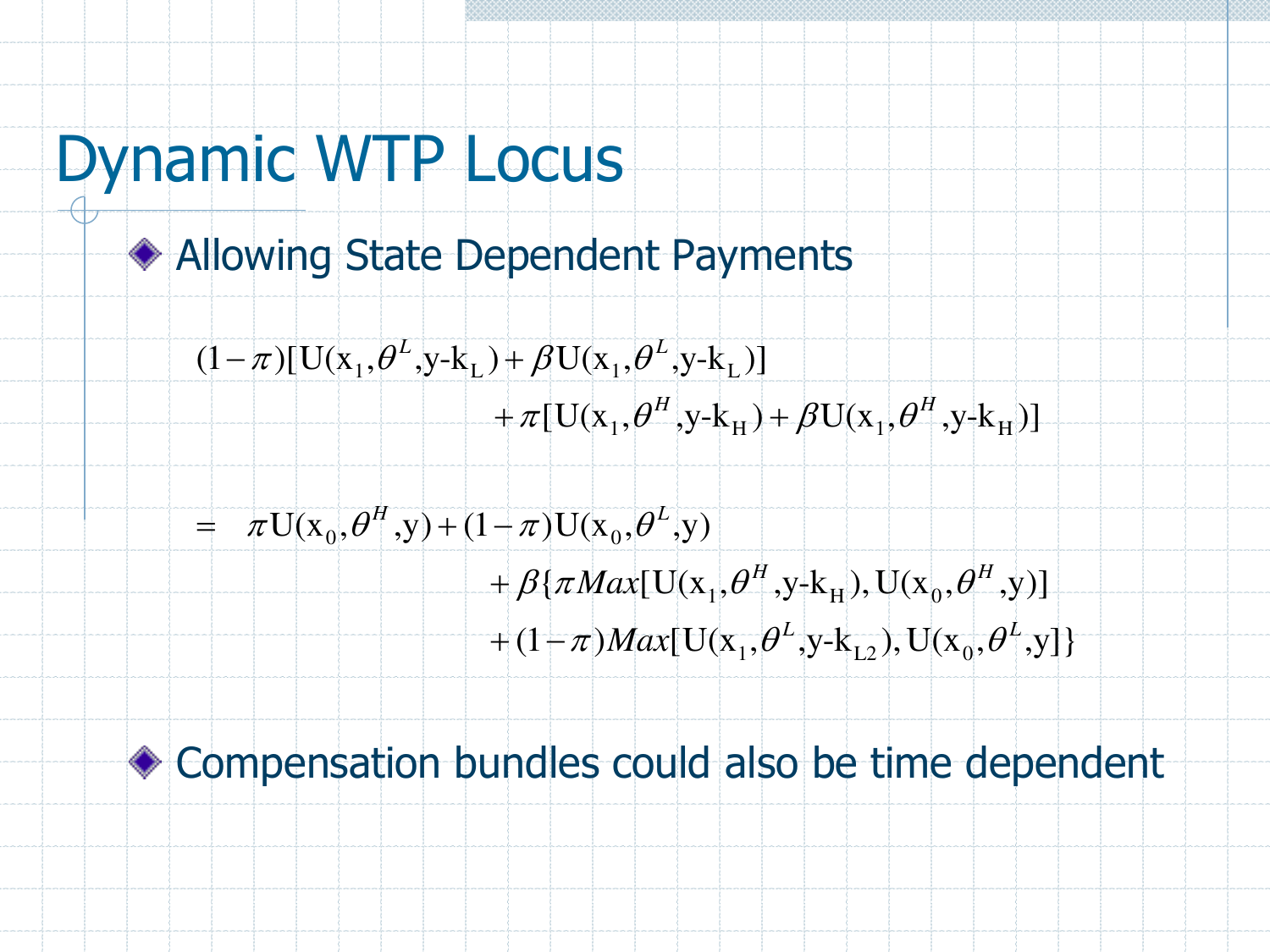# Dynamic WTP Locus

- Allowing State Dependent Payments

$$
\begin{aligned}
&(1-\pi)[\mathrm{U}(\mathrm{x}_1,\theta^L,\mathrm{y}\text{-}\mathrm{k}_\mathrm{L}) + \beta \mathrm{U}(\mathrm{x}_1,\theta^L,\mathrm{y}\text{-}\mathrm{k}_\mathrm{L})] \\
&\qquad\qquad + \pi[\mathrm{U}(\mathrm{x}_1,\theta^H,\mathrm{y}\text{-}\mathrm{k}_\mathrm{H}) + \beta \mathrm{U}(\mathrm{x}_1,\theta^H,\mathrm{y}\text{-}\mathrm{k}_\mathrm{H})] \\
&= \quad \pi \mathrm{U}(\mathrm{x}_0,\theta^H,\mathrm{y}) + (1-\pi)\mathrm{U}(\mathrm{x}_0,\theta^L,\mathrm{y}) \\
&\qquad\qquad + \beta\{\pi Max[\mathrm{U}(\mathrm{x}_1,\theta^H,\mathrm{y}\text{-}\mathrm{k}_\mathrm{H}),\mathrm{U}(\mathrm{x}_0,\theta^H,\mathrm{y})] \\
&\qquad\qquad + (1-\pi) Max[\mathrm{U}(\mathrm{x}_1,\theta^L,\mathrm{y}\text{-}\mathrm{k}_\mathrm{L2}),\mathrm{U}(\mathrm{x}_0,\theta^L,\mathrm{y}]\}
\end{aligned}
$$

- Compensation bundles could also be time dependent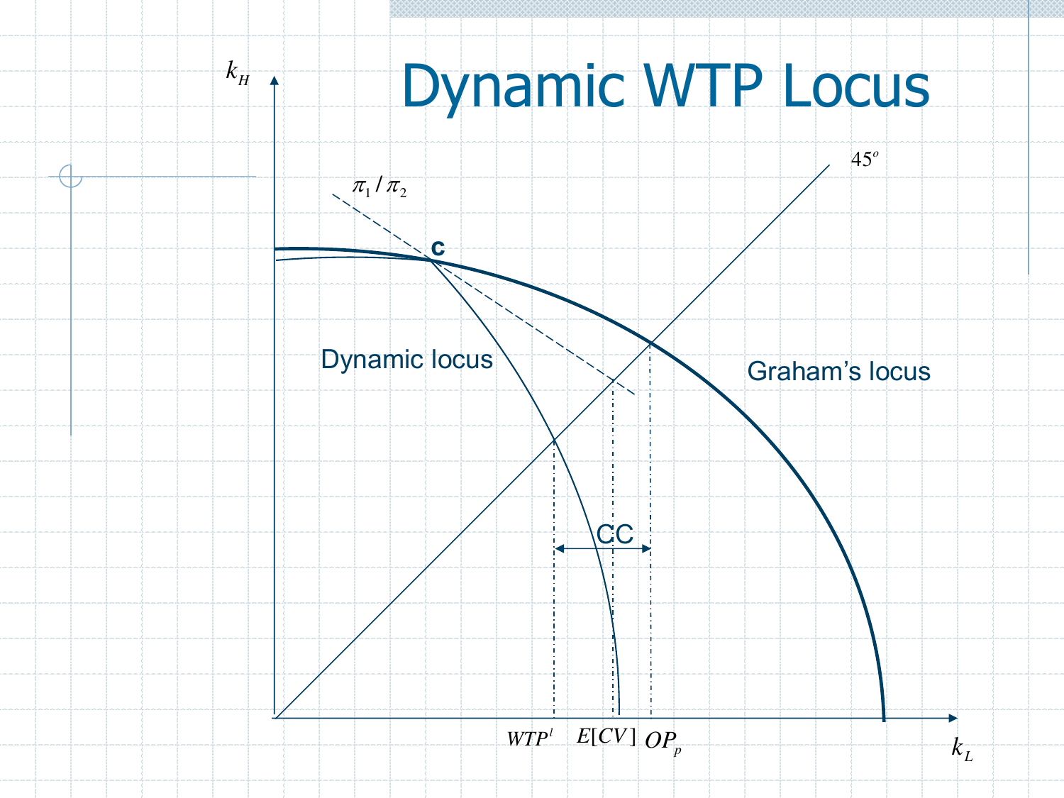# Dynamic WTP Locus

$k_H$

$\pi_1 / \pi_2$

c

$45^o$

Dynamic locus

Graham's locus

CC

$WTP^l$ $E[CV]$ $OP_p$

$k_L$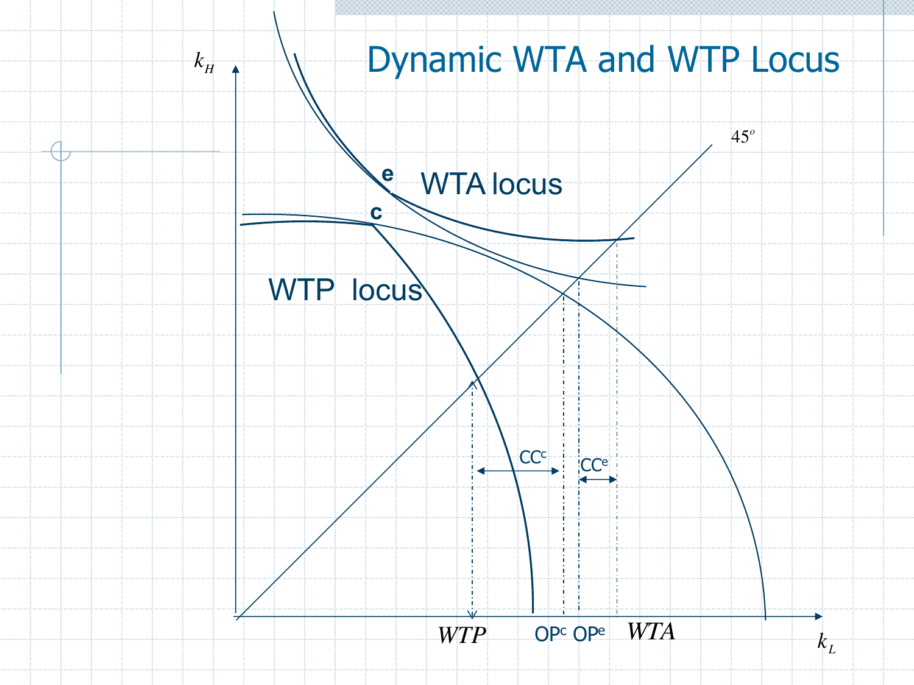# Dynamic WTA and WTP Locus

$k_H$

$45^o$

e

WTA locus

c

WTP locus

$CC^c$

$CC^e$

$WTP$ $OP^c$ $OP^e$ $WTA$

$k_L$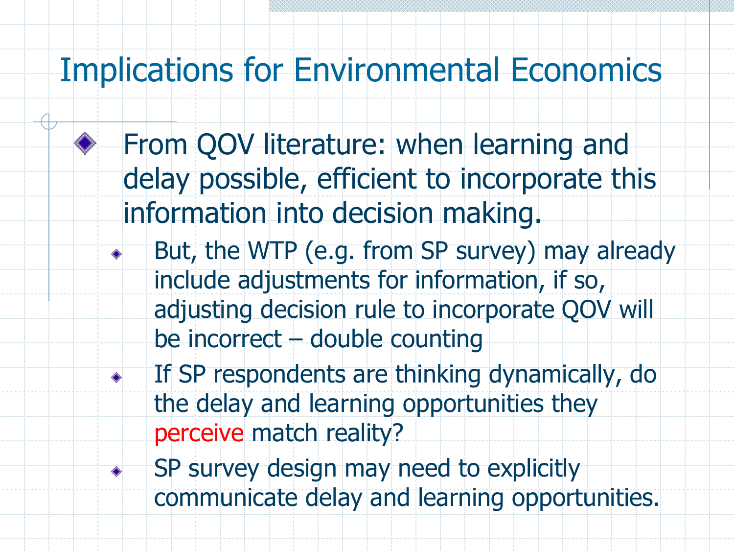# Implications for Environmental Economics

- From QOV literature: when learning and delay possible, efficient to incorporate this information into decision making.
  - But, the WTP (e.g. from SP survey) may already include adjustments for information, if so, adjusting decision rule to incorporate QOV will be incorrect – double counting
  - If SP respondents are thinking dynamically, do the delay and learning opportunities they perceive match reality?
  - SP survey design may need to explicitly communicate delay and learning opportunities.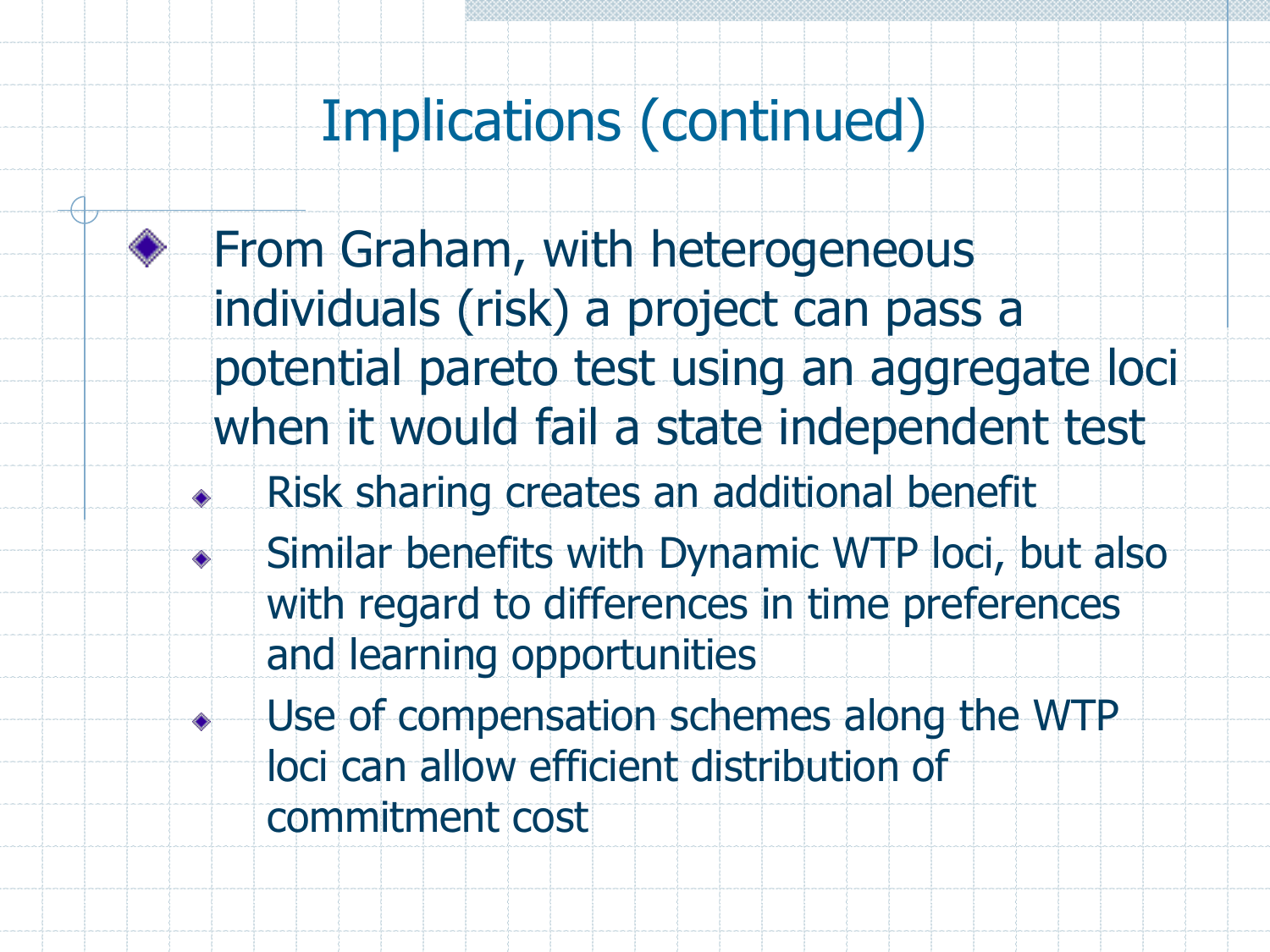# Implications (continued)

- From Graham, with heterogeneous individuals (risk) a project can pass a potential pareto test using an aggregate loci when it would fail a state independent test
  - Risk sharing creates an additional benefit
  - Similar benefits with Dynamic WTP loci, but also with regard to differences in time preferences and learning opportunities
  - Use of compensation schemes along the WTP loci can allow efficient distribution of commitment cost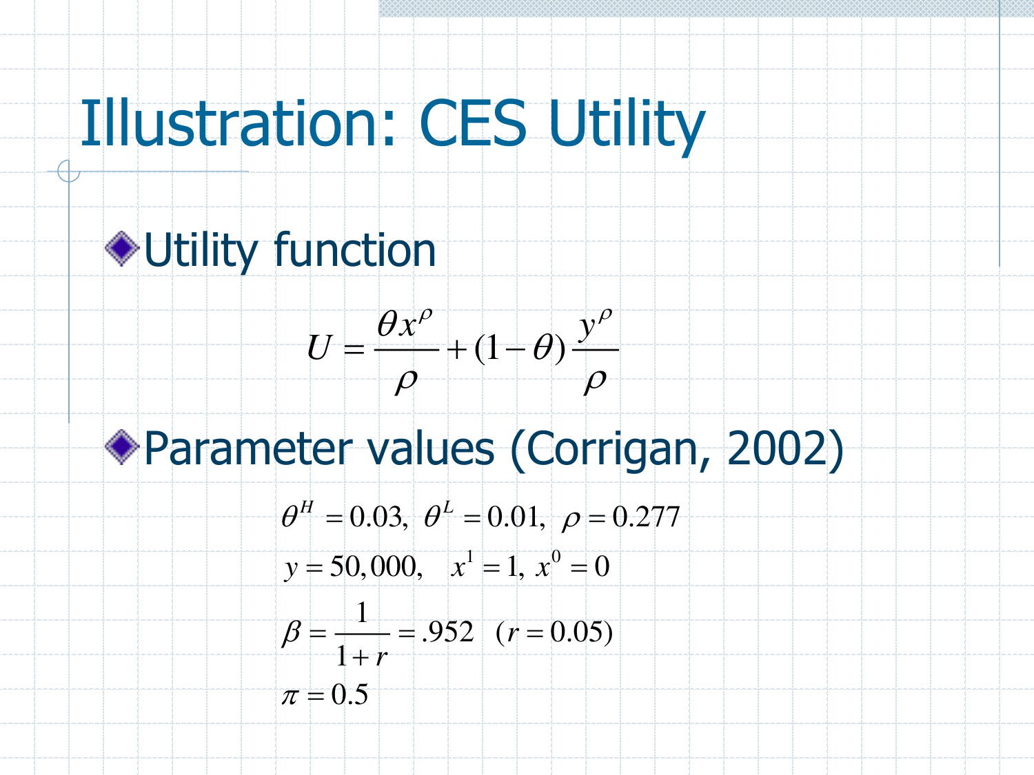# Illustration: CES Utility

- Utility function

$$U = \frac{\theta x^{\rho}}{\rho} + (1-\theta)\frac{y^{\rho}}{\rho}$$

- Parameter values (Corrigan, 2002)

$$\theta^{H} = 0.03,\ \theta^{L} = 0.01,\ \rho = 0.277$$

$$y = 50{,}000, \quad x^{1} = 1,\ x^{0} = 0$$

$$\beta = \frac{1}{1+r} = .952 \quad (r = 0.05)$$

$$\pi = 0.5$$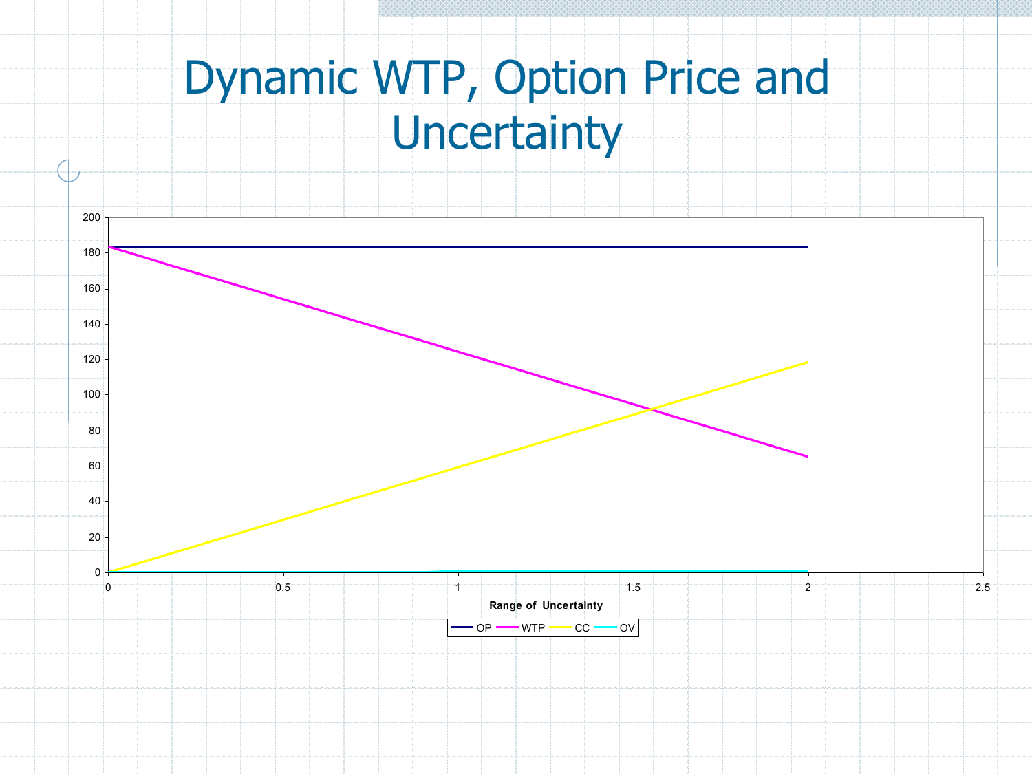# Dynamic WTP, Option Price and Uncertainty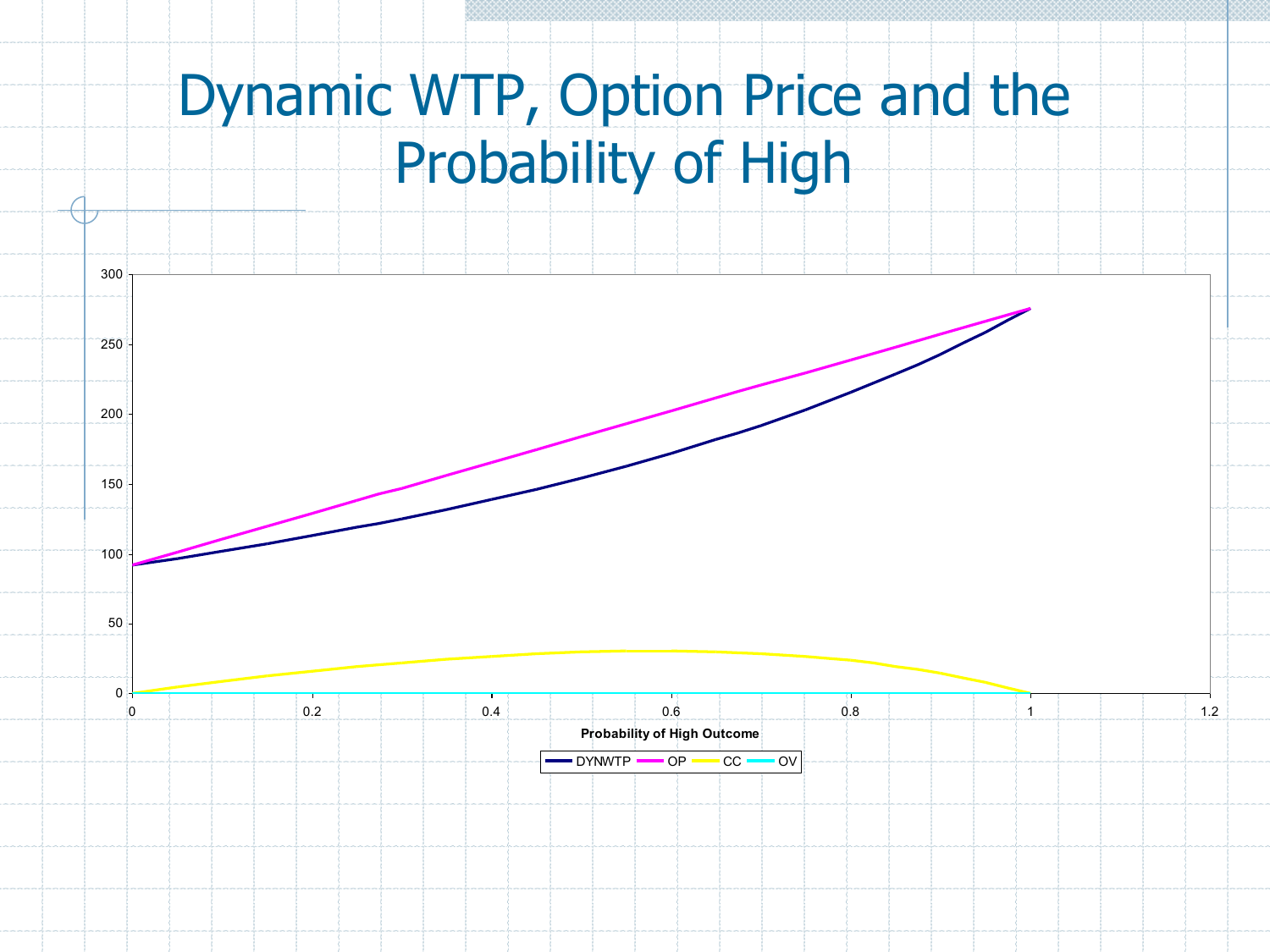# Dynamic WTP, Option Price and the Probability of High

300

250

200

150

100

50

0

0 0.2 0.4 0.6 0.8 1 1.2

**Probability of High Outcome**

DYNWTP OP CC OV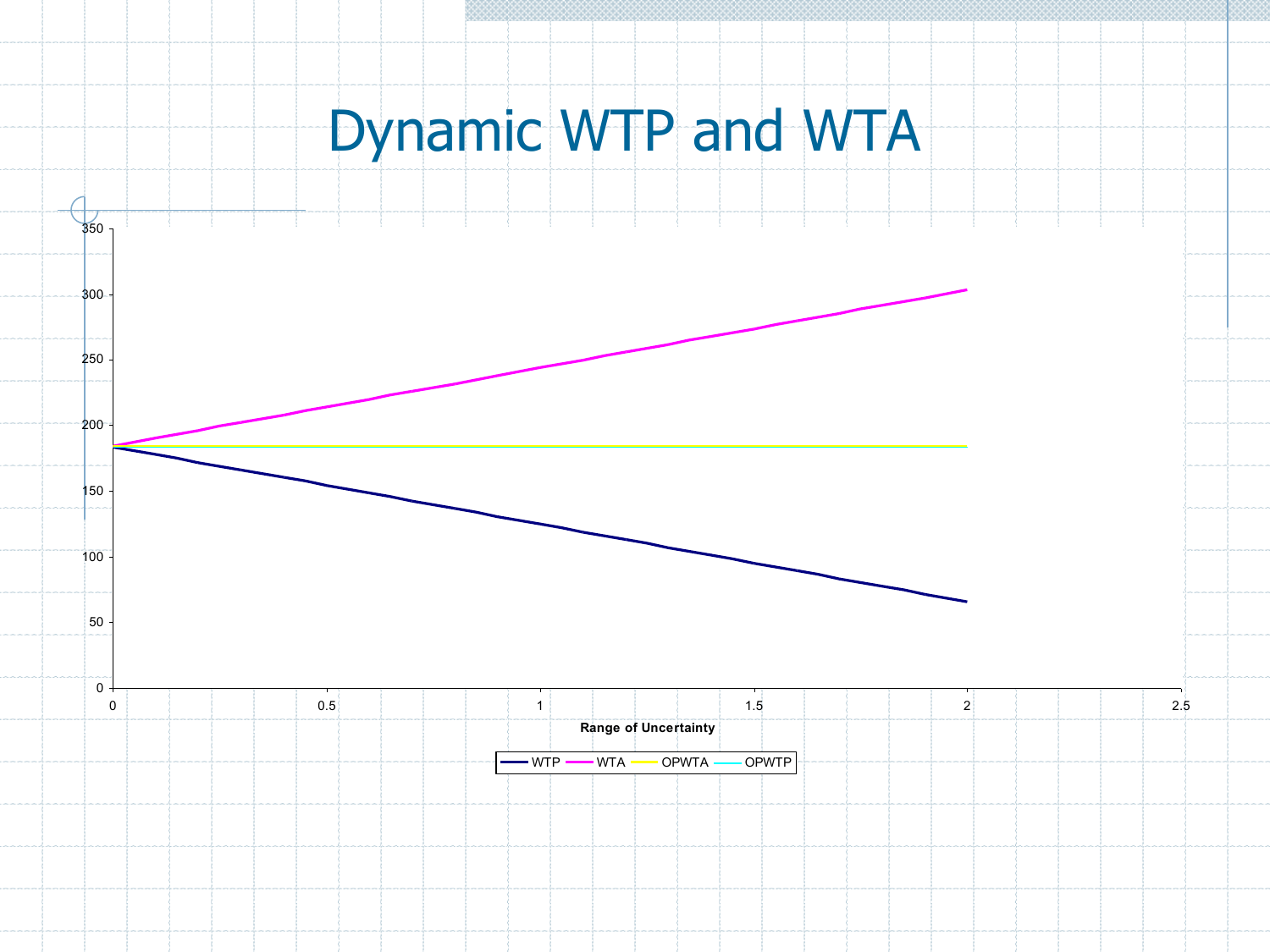# Dynamic WTP and WTA

350

300

250

200

150

100

50

0

0 0.5 1 1.5 2 2.5

Range of Uncertainty

WTP WTA OPWTA OPWTP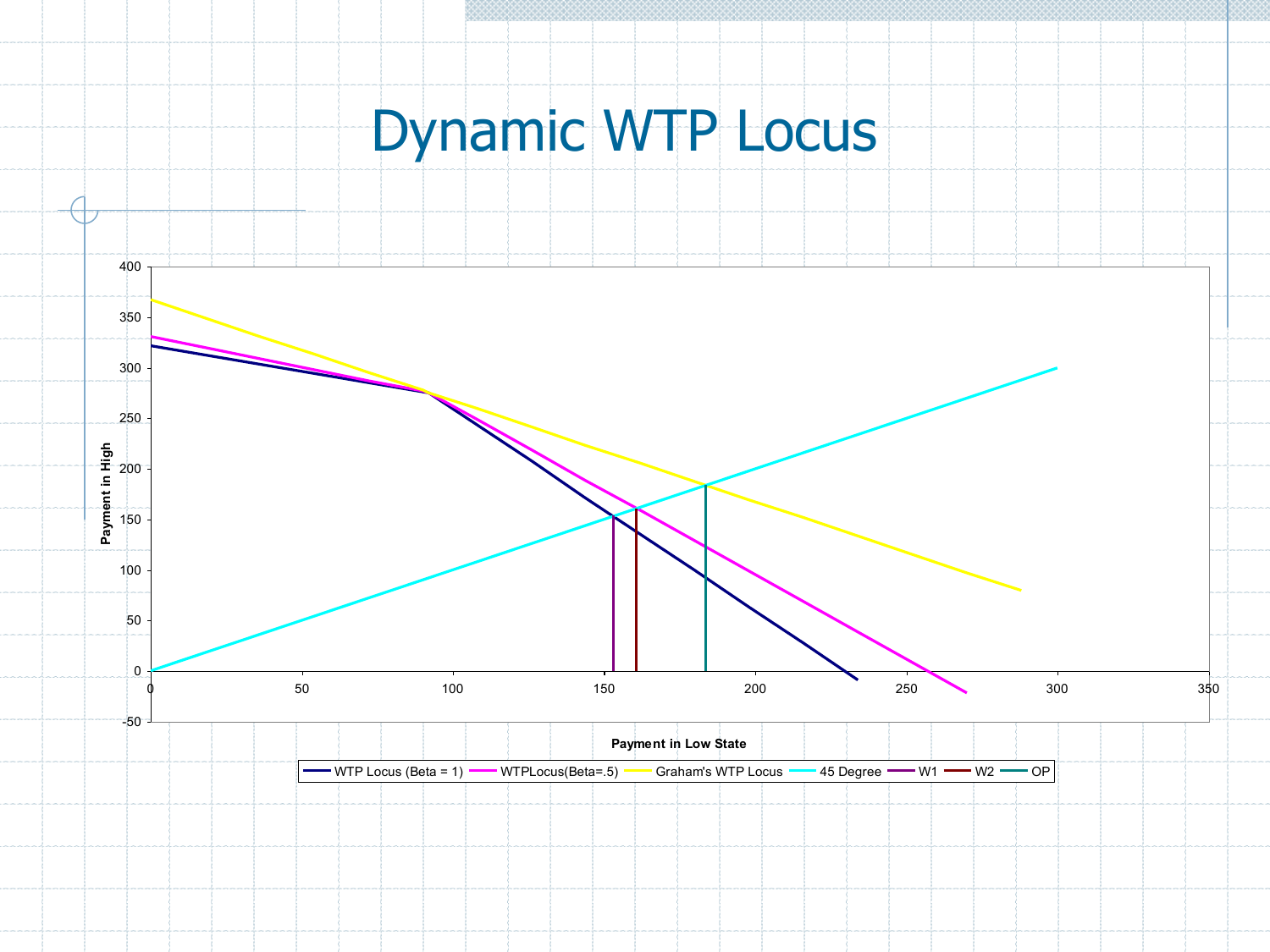# Dynamic WTP Locus

400
350
300
250
200
150
100
50
0
-50

Payment in High

0
50
100
150
200
250
300
350

Payment in Low State

WTP Locus (Beta = 1)
WTPLocus(Beta=.5)
Graham's WTP Locus
45 Degree
W1
W2
OP